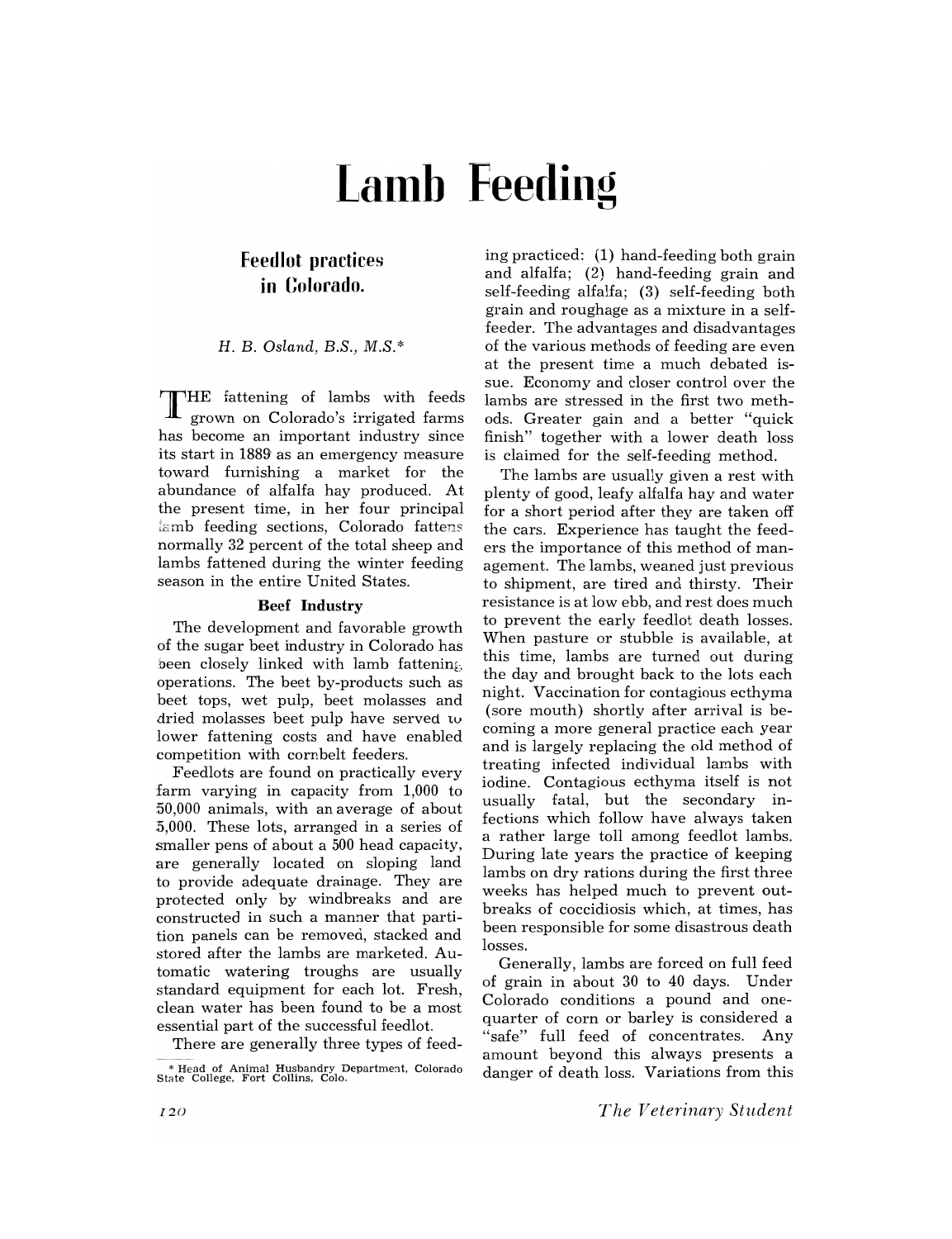# Lamb Feeding

## Feedlot practices in Colorado.

*H. B. Osland, B.S., M.S.**

THE fattening of lambs with feeds grown on Colorado's irrigated farms has become an important industry since its start in 1889 as an emergency measure toward furnishing a market for the abundance of alfalfa hay produced. At the present time, in her four principal lamb feeding sections, Colorado fattens normally 32 percent of the total sheep and lambs fattened during the winter feeding season in the entire United States.

### Beef Industry

The development and favorable growth of the sugar beet industry in Colorado has been closely linked with lamb fattening operations. The beet by-products such as beet tops, wet pulp, beet molasses and dried molasses beet pulp have served to lower fattening costs and have enabled competition with cornbelt feeders.

Feedlots are found on practically every farm varying in capacity from 1,000 to 50,000 animals, with an average of about 5,000. These lots, arranged in a series of smaller pens of about a 500 head capacity, are generally located on sloping land to provide adequate drainage. They are protected only by windbreaks and are constructed in such a manner that partition panels can be removed, stacked and stored after the lambs are marketed. Automatic watering troughs are usually standard equipment for each lot. Fresh, clean water has been found to be a most essential part of the successful feedlot.

There are generally three types of feeding practiced: (1) hand-feeding both grain and alfalfa; (2) hand-feeding grain and self-feeding alfalfa; (3) self-feeding both grain and roughage as a mixture in a self-feeder. The advantages and disadvantages of the various methods of feeding are even at the present time a much debated issue. Economy and closer control over the lambs are stressed in the first two methods. Greater gain and a better "quick finish" together with a lower death loss is claimed for the self-feeding method.

The lambs are usually given a rest with plenty of good, leafy alfalfa hay and water for a short period after they are taken off the cars. Experience has taught the feeders the importance of this method of management. The lambs, weaned just previous to shipment, are tired and thirsty. Their resistance is at low ebb, and rest does much to prevent the early feedlot death losses. When pasture or stubble is available, at this time, lambs are turned out during the day and brought back to the lots each night. Vaccination for contagious ecthyma (sore mouth) shortly after arrival is becoming a more general practice each year and is largely replacing the old method of treating infected individual lambs with iodine. Contagious ecthyma itself is not usually fatal, but the secondary infections which follow have always taken a rather large toll among feedlot lambs. During late years the practice of keeping lambs on dry rations during the first three weeks has helped much to prevent outbreaks of coccidiosis which, at times, has been responsible for some disastrous death losses.

Generally, lambs are forced on full feed of grain in about 30 to 40 days. Under Colorado conditions a pound and one-quarter of corn or barley is considered a "safe" full feed of concentrates. Any amount beyond this always presents a danger of death loss. Variations from this

\* Head of Animal Husbandry Department, Colorado State College, Fort Collins, Colo.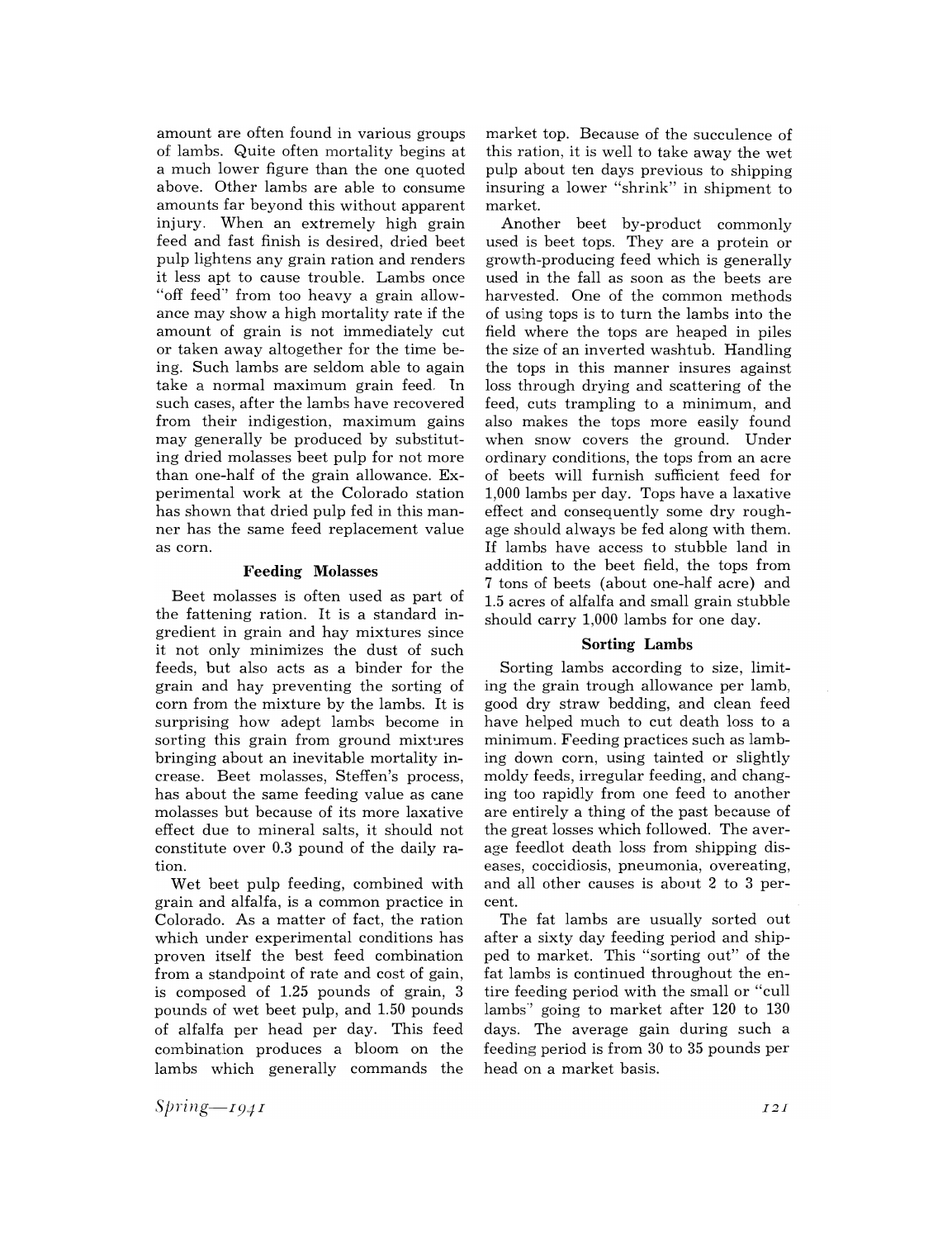amount are often found in various groups of lambs. Quite often mortality begins at a much lower figure than the one quoted above. Other lambs are able to consume amounts far beyond this without apparent injury. When an extremely high grain feed and fast finish is desired, dried beet pulp lightens any grain ration and renders it less apt to cause trouble. Lambs once "off feed" from too heavy a grain allowance may show a high mortality rate if the amount of grain is not immediately cut or taken away altogether for the time being. Such lambs are seldom able to again take a normal maximum grain feed. In such cases, after the lambs have recovered from their indigestion, maximum gains may generally be produced by substituting dried molasses beet pulp for not more than one-half of the grain allowance. Experimental work at the Colorado station has shown that dried pulp fed in this manner has the same feed replacement value as corn.

### Feeding Molasses

Beet molasses is often used as part of the fattening ration. It is a standard ingredient in grain and hay mixtures since it not only minimizes the dust of such feeds, but also acts as a binder for the grain and hay preventing the sorting of corn from the mixture by the lambs. It is surprising how adept lambs become in sorting this grain from ground mixtures bringing about an inevitable mortality increase. Beet molasses, Steffen's process, has about the same feeding value as cane molasses but because of its more laxative effect due to mineral salts, it should not constitute over 0.3 pound of the daily ration.

Wet beet pulp feeding, combined with grain and alfalfa, is a common practice in Colorado. As a matter of fact, the ration which under experimental conditions has proven itself the best feed combination from a standpoint of rate and cost of gain, is composed of 1.25 pounds of grain, 3 pounds of wet beet pulp, and 1.50 pounds of alfalfa per head per day. This feed combination produces a bloom on the lambs which generally commands the market top. Because of the succulence of this ration, it is well to take away the wet pulp about ten days previous to shipping insuring a lower "shrink" in shipment to market.

Another beet by-product commonly used is beet tops. They are a protein or growth-producing feed which is generally used in the fall as soon as the beets are harvested. One of the common methods of using tops is to turn the lambs into the field where the tops are heaped in piles the size of an inverted washtub. Handling the tops in this manner insures against loss through drying and scattering of the feed, cuts trampling to a minimum, and also makes the tops more easily found when snow covers the ground. Under ordinary conditions, the tops from an acre of beets will furnish sufficient feed for 1,000 lambs per day. Tops have a laxative effect and consequently some dry roughage should always be fed along with them. If lambs have access to stubble land in addition to the beet field, the tops from 7 tons of beets (about one-half acre) and 1.5 acres of alfalfa and small grain stubble should carry 1,000 lambs for one day.

### Sorting Lambs

Sorting lambs according to size, limiting the grain trough allowance per lamb, good dry straw bedding, and clean feed have helped much to cut death loss to a minimum. Feeding practices such as lambing down corn, using tainted or slightly moldy feeds, irregular feeding, and changing too rapidly from one feed to another are entirely a thing of the past because of the great losses which followed. The average feedlot death loss from shipping diseases, coccidiosis, pneumonia, overeating, and all other causes is about 2 to 3 percent.

The fat lambs are usually sorted out after a sixty day feeding period and shipped to market. This "sorting out" of the fat lambs is continued throughout the entire feeding period with the small or "cull lambs" going to market after 120 to 130 days. The average gain during such a feeding period is from 30 to 35 pounds per head on a market basis.